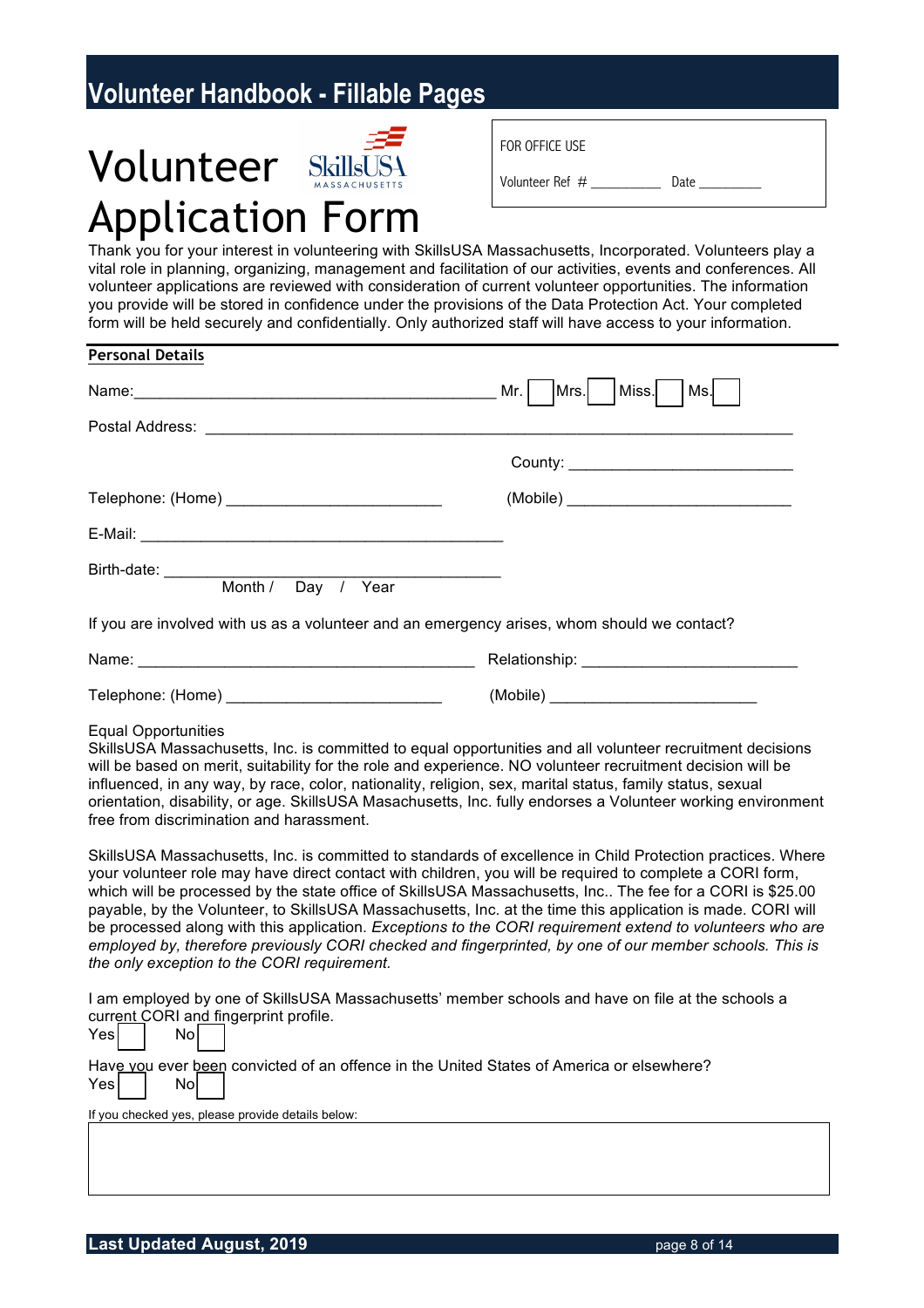# Volunteer Handbook - Fillable Pages

# Volunteer Application Form

FOR OFFICE USE

Volunteer Ref # __________ Date _________

Thank you for your interest in volunteering with SkillsUSA Massachusetts, Incorporated. Volunteers play a vital role in planning, organizing, management and facilitation of our activities, events and conferences. All volunteer applications are reviewed with consideration of current volunteer opportunities. The information you provide will be stored in confidence under the provisions of the Data Protection Act. Your completed form will be held securely and confidentially. Only authorized staff will have access to your information.

## Personal Details

Name:___________________________________________ Mr. [ ] Mrs. [ ] Miss. [ ] Ms. [ ]

Postal Address: ______________________________________________________________________

County: ___________________________

Telephone: (Home) _________________________ (Mobile) ___________________________

E-Mail: ____________________________________________

Birth-date: ____________________________________________
Month / Day / Year

If you are involved with us as a volunteer and an emergency arises, whom should we contact?

Name: ________________________________________ Relationship: _________________________

Telephone: (Home) _________________________ (Mobile) _________________________

Equal Opportunities
SkillsUSA Massachusetts, Inc. is committed to equal opportunities and all volunteer recruitment decisions will be based on merit, suitability for the role and experience. NO volunteer recruitment decision will be influenced, in any way, by race, color, nationality, religion, sex, marital status, family status, sexual orientation, disability, or age. SkillsUSA Masachusetts, Inc. fully endorses a Volunteer working environment free from discrimination and harassment.

SkillsUSA Massachusetts, Inc. is committed to standards of excellence in Child Protection practices. Where your volunteer role may have direct contact with children, you will be required to complete a CORI form, which will be processed by the state office of SkillsUSA Massachusetts, Inc.. The fee for a CORI is $25.00 payable, by the Volunteer, to SkillsUSA Massachusetts, Inc. at the time this application is made. CORI will be processed along with this application. *Exceptions to the CORI requirement extend to volunteers who are employed by, therefore previously CORI checked and fingerprinted, by one of our member schools. This is the only exception to the CORI requirement.*

I am employed by one of SkillsUSA Massachusetts' member schools and have on file at the schools a current CORI and fingerprint profile.
Yes [ ] No [ ]

Have you ever been convicted of an offence in the United States of America or elsewhere?
Yes [ ] No [ ]

If you checked yes, please provide details below:

| |
|---|
| |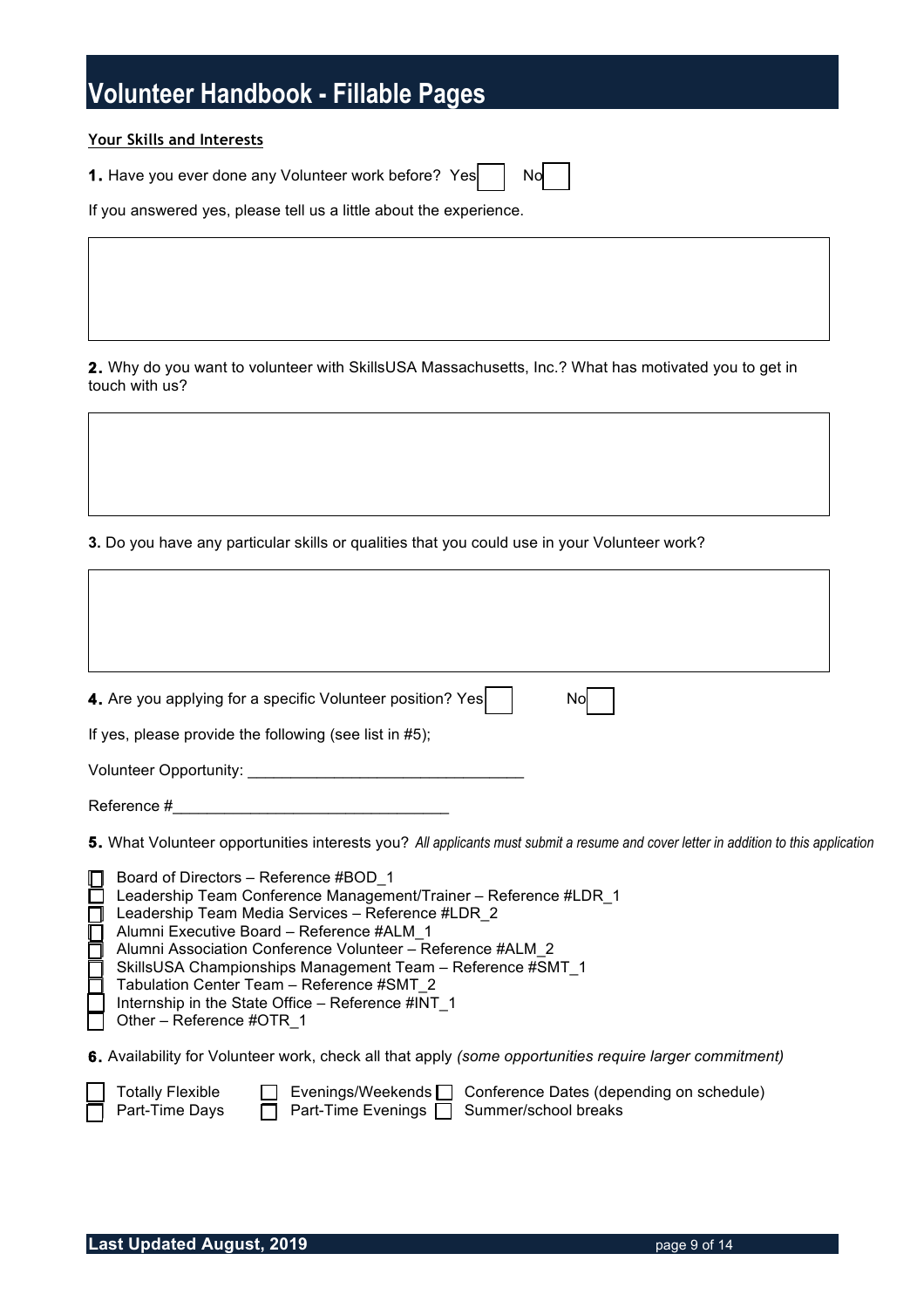# Volunteer Handbook - Fillable Pages

## Your Skills and Interests

**1.** Have you ever done any Volunteer work before? Yes ☐ No ☐

If you answered yes, please tell us a little about the experience.

**2.** Why do you want to volunteer with SkillsUSA Massachusetts, Inc.? What has motivated you to get in touch with us?

**3.** Do you have any particular skills or qualities that you could use in your Volunteer work?

**4.** Are you applying for a specific Volunteer position? Yes ☐ No ☐

If yes, please provide the following (see list in #5);

Volunteer Opportunity: ________________________________

Reference #________________________________

**5.** What Volunteer opportunities interests you? *All applicants must submit a resume and cover letter in addition to this application*

- ☐ Board of Directors – Reference #BOD_1
- ☐ Leadership Team Conference Management/Trainer – Reference #LDR_1
- ☐ Leadership Team Media Services – Reference #LDR_2
- ☐ Alumni Executive Board – Reference #ALM_1
- ☐ Alumni Association Conference Volunteer – Reference #ALM_2
- ☐ SkillsUSA Championships Management Team – Reference #SMT_1
- ☐ Tabulation Center Team – Reference #SMT_2
- ☐ Internship in the State Office – Reference #INT_1
- ☐ Other – Reference #OTR_1

**6.** Availability for Volunteer work, check all that apply *(some opportunities require larger commitment)*

- ☐ Totally Flexible
- ☐ Evenings/Weekends
- ☐ Conference Dates (depending on schedule)
- ☐ Part-Time Days
- ☐ Part-Time Evenings
- ☐ Summer/school breaks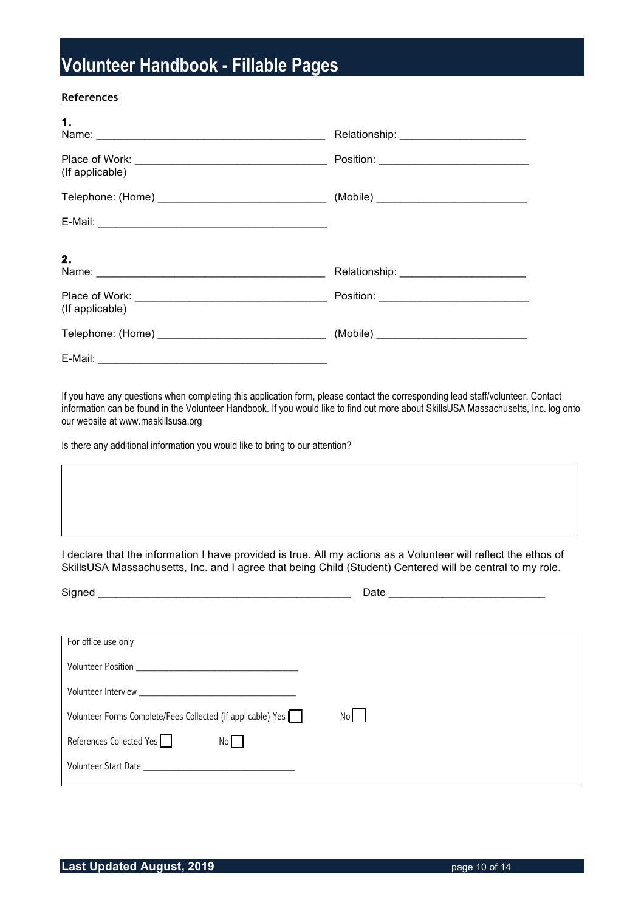# Volunteer Handbook - Fillable Pages

**References**

**1.**

Name: ______________________________________ Relationship: ____________________

Place of Work: ________________________________ Position: ________________________
(If applicable)

Telephone: (Home) ___________________________ (Mobile) ________________________

E-Mail: ______________________________________

**2.**

Name: ______________________________________ Relationship: ____________________

Place of Work: ________________________________ Position: ________________________
(If applicable)

Telephone: (Home) ___________________________ (Mobile) ________________________

E-Mail: ______________________________________

If you have any questions when completing this application form, please contact the corresponding lead staff/volunteer. Contact information can be found in the Volunteer Handbook. If you would like to find out more about SkillsUSA Massachusetts, Inc. log onto our website at www.maskillsusa.org

Is there any additional information you would like to bring to our attention?

| |
|---|
| |

I declare that the information I have provided is true. All my actions as a Volunteer will reflect the ethos of SkillsUSA Massachusetts, Inc. and I agree that being Child (Student) Centered will be central to my role.

Signed ________________________________________ Date _________________________

For office use only

Volunteer Position ________________________________

Volunteer Interview ________________________________

Volunteer Forms Complete/Fees Collected (if applicable) Yes ☐ No ☐

References Collected Yes ☐ No ☐

Volunteer Start Date ______________________________

Last Updated August, 2019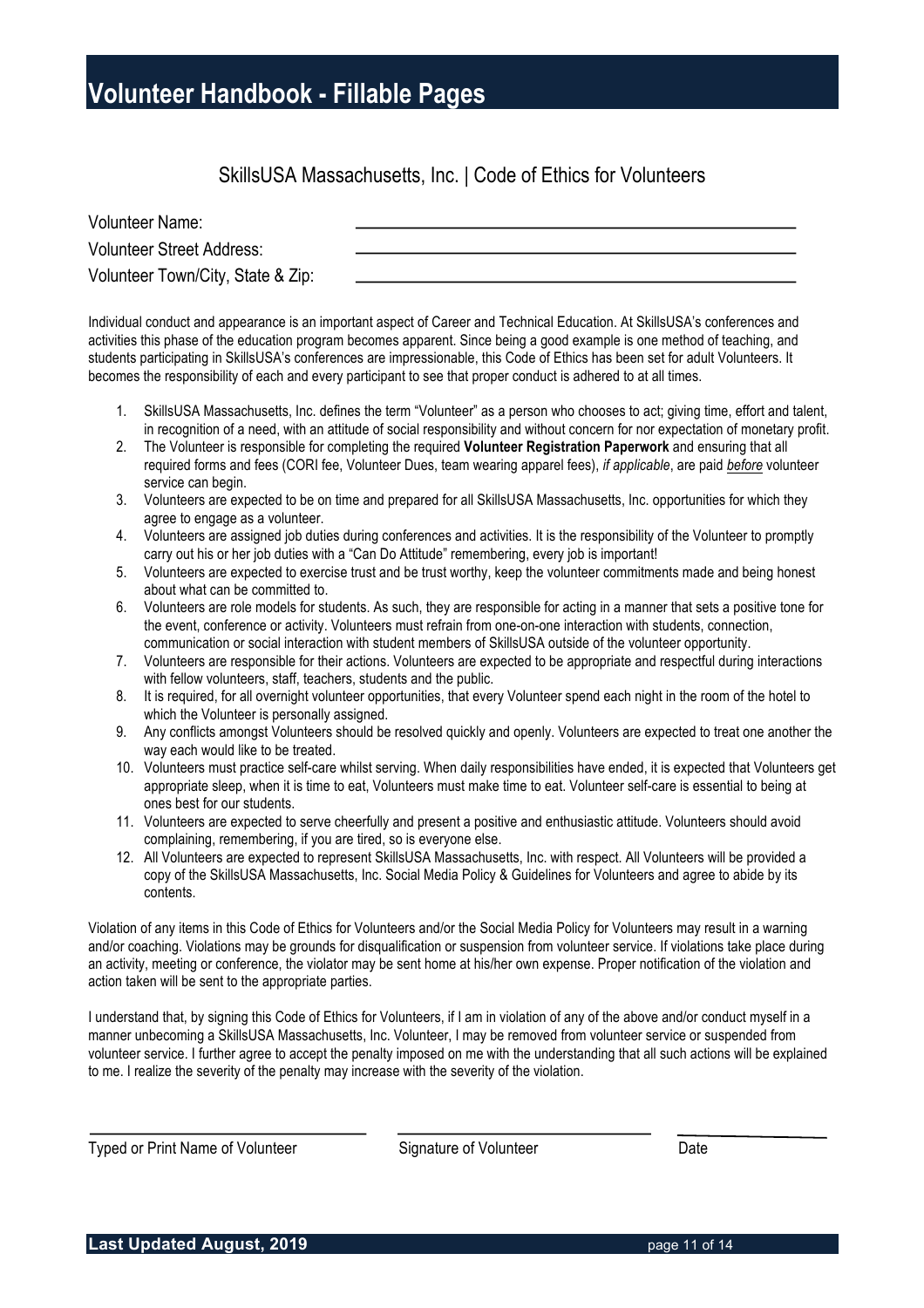# Volunteer Handbook - Fillable Pages

## SkillsUSA Massachusetts, Inc. | Code of Ethics for Volunteers

Volunteer Name: \_\_\_\_\_\_\_\_\_\_\_\_\_\_\_\_\_\_\_\_\_\_\_\_\_\_\_\_\_\_

Volunteer Street Address: \_\_\_\_\_\_\_\_\_\_\_\_\_\_\_\_\_\_\_\_\_\_\_\_\_\_\_\_\_\_

Volunteer Town/City, State & Zip: \_\_\_\_\_\_\_\_\_\_\_\_\_\_\_\_\_\_\_\_\_\_\_\_\_\_\_\_\_\_

Individual conduct and appearance is an important aspect of Career and Technical Education. At SkillsUSA's conferences and activities this phase of the education program becomes apparent. Since being a good example is one method of teaching, and students participating in SkillsUSA's conferences are impressionable, this Code of Ethics has been set for adult Volunteers. It becomes the responsibility of each and every participant to see that proper conduct is adhered to at all times.

1. SkillsUSA Massachusetts, Inc. defines the term "Volunteer" as a person who chooses to act; giving time, effort and talent, in recognition of a need, with an attitude of social responsibility and without concern for nor expectation of monetary profit.
2. The Volunteer is responsible for completing the required **Volunteer Registration Paperwork** and ensuring that all required forms and fees (CORI fee, Volunteer Dues, team wearing apparel fees), *if applicable*, are paid *before* volunteer service can begin.
3. Volunteers are expected to be on time and prepared for all SkillsUSA Massachusetts, Inc. opportunities for which they agree to engage as a volunteer.
4. Volunteers are assigned job duties during conferences and activities. It is the responsibility of the Volunteer to promptly carry out his or her job duties with a "Can Do Attitude" remembering, every job is important!
5. Volunteers are expected to exercise trust and be trust worthy, keep the volunteer commitments made and being honest about what can be committed to.
6. Volunteers are role models for students. As such, they are responsible for acting in a manner that sets a positive tone for the event, conference or activity. Volunteers must refrain from one-on-one interaction with students, connection, communication or social interaction with student members of SkillsUSA outside of the volunteer opportunity.
7. Volunteers are responsible for their actions. Volunteers are expected to be appropriate and respectful during interactions with fellow volunteers, staff, teachers, students and the public.
8. It is required, for all overnight volunteer opportunities, that every Volunteer spend each night in the room of the hotel to which the Volunteer is personally assigned.
9. Any conflicts amongst Volunteers should be resolved quickly and openly. Volunteers are expected to treat one another the way each would like to be treated.
10. Volunteers must practice self-care whilst serving. When daily responsibilities have ended, it is expected that Volunteers get appropriate sleep, when it is time to eat, Volunteers must make time to eat. Volunteer self-care is essential to being at ones best for our students.
11. Volunteers are expected to serve cheerfully and present a positive and enthusiastic attitude. Volunteers should avoid complaining, remembering, if you are tired, so is everyone else.
12. All Volunteers are expected to represent SkillsUSA Massachusetts, Inc. with respect. All Volunteers will be provided a copy of the SkillsUSA Massachusetts, Inc. Social Media Policy & Guidelines for Volunteers and agree to abide by its contents.

Violation of any items in this Code of Ethics for Volunteers and/or the Social Media Policy for Volunteers may result in a warning and/or coaching. Violations may be grounds for disqualification or suspension from volunteer service. If violations take place during an activity, meeting or conference, the violator may be sent home at his/her own expense. Proper notification of the violation and action taken will be sent to the appropriate parties.

I understand that, by signing this Code of Ethics for Volunteers, if I am in violation of any of the above and/or conduct myself in a manner unbecoming a SkillsUSA Massachusetts, Inc. Volunteer, I may be removed from volunteer service or suspended from volunteer service. I further agree to accept the penalty imposed on me with the understanding that all such actions will be explained to me. I realize the severity of the penalty may increase with the severity of the violation.

\_\_\_\_\_\_\_\_\_\_\_\_\_\_\_\_\_\_\_\_\_\_\_\_ \_\_\_\_\_\_\_\_\_\_\_\_\_\_\_\_\_\_\_\_\_\_\_\_ \_\_\_\_\_\_\_\_\_\_\_\_

Typed or Print Name of Volunteer  Signature of Volunteer  Date

**Last Updated August, 2019**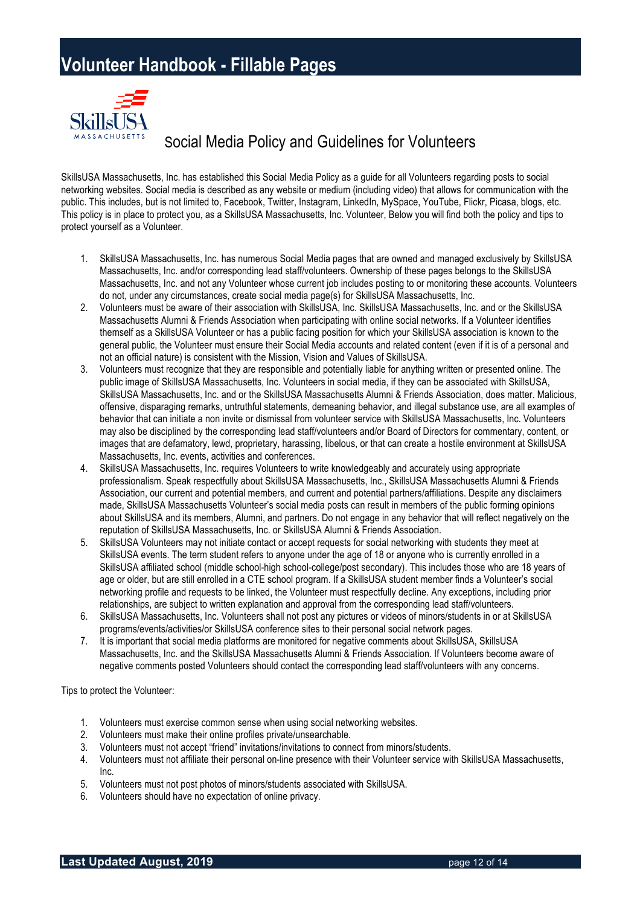# Social Media Policy and Guidelines for Volunteers

SkillsUSA Massachusetts, Inc. has established this Social Media Policy as a guide for all Volunteers regarding posts to social networking websites. Social media is described as any website or medium (including video) that allows for communication with the public. This includes, but is not limited to, Facebook, Twitter, Instagram, LinkedIn, MySpace, YouTube, Flickr, Picasa, blogs, etc. This policy is in place to protect you, as a SkillsUSA Massachusetts, Inc. Volunteer, Below you will find both the policy and tips to protect yourself as a Volunteer.

1. SkillsUSA Massachusetts, Inc. has numerous Social Media pages that are owned and managed exclusively by SkillsUSA Massachusetts, Inc. and/or corresponding lead staff/volunteers. Ownership of these pages belongs to the SkillsUSA Massachusetts, Inc. and not any Volunteer whose current job includes posting to or monitoring these accounts. Volunteers do not, under any circumstances, create social media page(s) for SkillsUSA Massachusetts, Inc.
2. Volunteers must be aware of their association with SkillsUSA, Inc. SkillsUSA Massachusetts, Inc. and or the SkillsUSA Massachusetts Alumni & Friends Association when participating with online social networks. If a Volunteer identifies themself as a SkillsUSA Volunteer or has a public facing position for which your SkillsUSA association is known to the general public, the Volunteer must ensure their Social Media accounts and related content (even if it is of a personal and not an official nature) is consistent with the Mission, Vision and Values of SkillsUSA.
3. Volunteers must recognize that they are responsible and potentially liable for anything written or presented online. The public image of SkillsUSA Massachusetts, Inc. Volunteers in social media, if they can be associated with SkillsUSA, SkillsUSA Massachusetts, Inc. and or the SkillsUSA Massachusetts Alumni & Friends Association, does matter. Malicious, offensive, disparaging remarks, untruthful statements, demeaning behavior, and illegal substance use, are all examples of behavior that can initiate a non invite or dismissal from volunteer service with SkillsUSA Massachusetts, Inc. Volunteers may also be disciplined by the corresponding lead staff/volunteers and/or Board of Directors for commentary, content, or images that are defamatory, lewd, proprietary, harassing, libelous, or that can create a hostile environment at SkillsUSA Massachusetts, Inc. events, activities and conferences.
4. SkillsUSA Massachusetts, Inc. requires Volunteers to write knowledgeably and accurately using appropriate professionalism. Speak respectfully about SkillsUSA Massachusetts, Inc., SkillsUSA Massachusetts Alumni & Friends Association, our current and potential members, and current and potential partners/affiliations. Despite any disclaimers made, SkillsUSA Massachusetts Volunteer's social media posts can result in members of the public forming opinions about SkillsUSA and its members, Alumni, and partners. Do not engage in any behavior that will reflect negatively on the reputation of SkillsUSA Massachusetts, Inc. or SkillsUSA Alumni & Friends Association.
5. SkillsUSA Volunteers may not initiate contact or accept requests for social networking with students they meet at SkillsUSA events. The term student refers to anyone under the age of 18 or anyone who is currently enrolled in a SkillsUSA affiliated school (middle school-high school-college/post secondary). This includes those who are 18 years of age or older, but are still enrolled in a CTE school program. If a SkillsUSA student member finds a Volunteer's social networking profile and requests to be linked, the Volunteer must respectfully decline. Any exceptions, including prior relationships, are subject to written explanation and approval from the corresponding lead staff/volunteers.
6. SkillsUSA Massachusetts, Inc. Volunteers shall not post any pictures or videos of minors/students in or at SkillsUSA programs/events/activities/or SkillsUSA conference sites to their personal social network pages.
7. It is important that social media platforms are monitored for negative comments about SkillsUSA, SkillsUSA Massachusetts, Inc. and the SkillsUSA Massachusetts Alumni & Friends Association. If Volunteers become aware of negative comments posted Volunteers should contact the corresponding lead staff/volunteers with any concerns.

Tips to protect the Volunteer:

1. Volunteers must exercise common sense when using social networking websites.
2. Volunteers must make their online profiles private/unsearchable.
3. Volunteers must not accept "friend" invitations/invitations to connect from minors/students.
4. Volunteers must not affiliate their personal on-line presence with their Volunteer service with SkillsUSA Massachusetts, Inc.
5. Volunteers must not post photos of minors/students associated with SkillsUSA.
6. Volunteers should have no expectation of online privacy.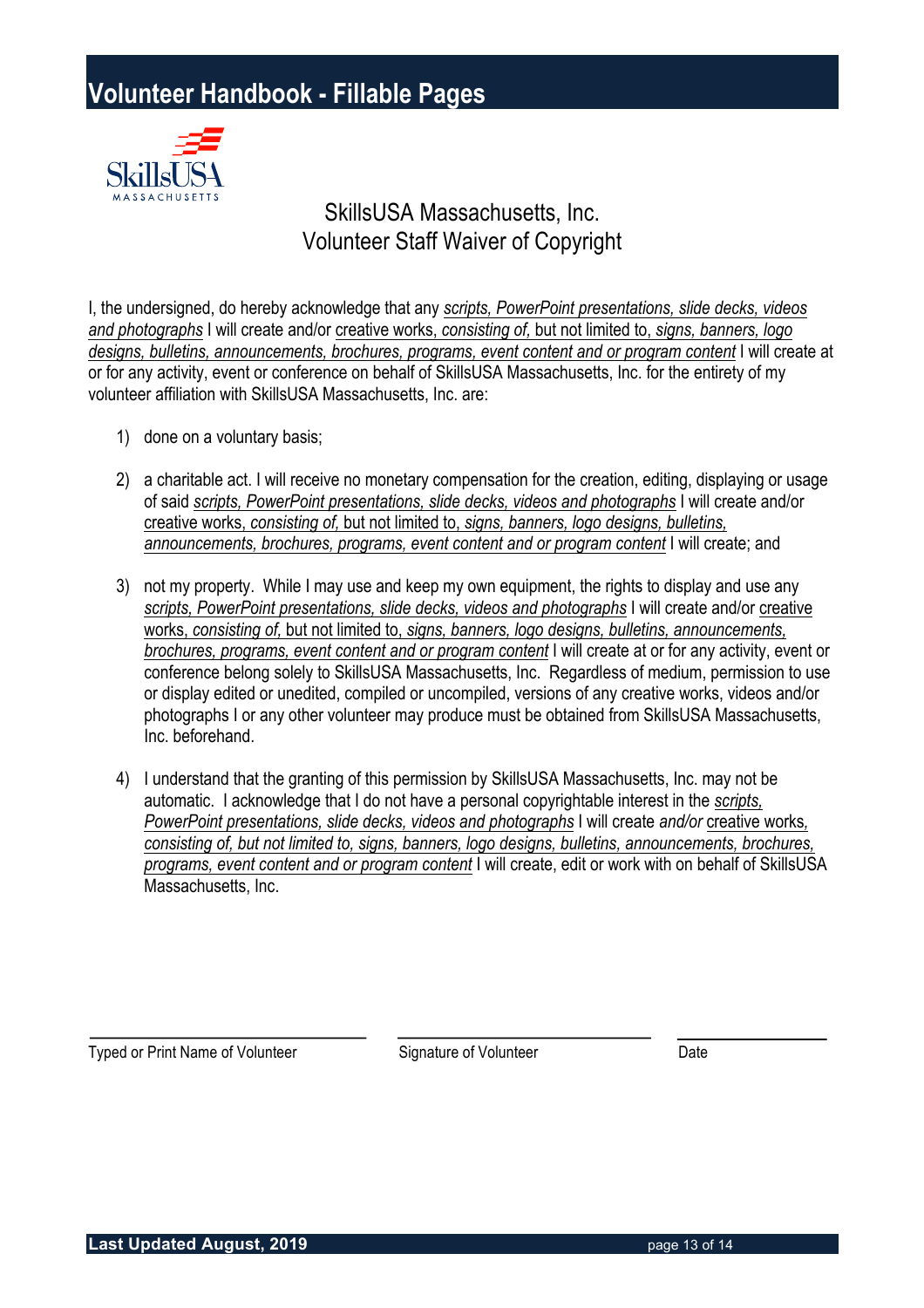# Volunteer Handbook - Fillable Pages

SkillsUSA Massachusetts, Inc.
Volunteer Staff Waiver of Copyright

I, the undersigned, do hereby acknowledge that any *scripts, PowerPoint presentations, slide decks, videos and photographs* I will create and/or creative works, *consisting of,* but not limited to, *signs, banners, logo designs, bulletins, announcements, brochures, programs, event content and or program content* I will create at or for any activity, event or conference on behalf of SkillsUSA Massachusetts, Inc. for the entirety of my volunteer affiliation with SkillsUSA Massachusetts, Inc. are:

1) done on a voluntary basis;

2) a charitable act. I will receive no monetary compensation for the creation, editing, displaying or usage of said *scripts, PowerPoint presentations, slide decks, videos and photographs* I will create and/or creative works, *consisting of,* but not limited to, *signs, banners, logo designs, bulletins, announcements, brochures, programs, event content and or program content* I will create; and

3) not my property. While I may use and keep my own equipment, the rights to display and use any *scripts, PowerPoint presentations, slide decks, videos and photographs* I will create and/or creative works, *consisting of,* but not limited to, *signs, banners, logo designs, bulletins, announcements, brochures, programs, event content and or program content* I will create at or for any activity, event or conference belong solely to SkillsUSA Massachusetts, Inc. Regardless of medium, permission to use or display edited or unedited, compiled or uncompiled, versions of any creative works, videos and/or photographs I or any other volunteer may produce must be obtained from SkillsUSA Massachusetts, Inc. beforehand.

4) I understand that the granting of this permission by SkillsUSA Massachusetts, Inc. may not be automatic. I acknowledge that I do not have a personal copyrightable interest in the *scripts, PowerPoint presentations, slide decks, videos and photographs* I will create *and/or* creative works, *consisting of, but not limited to, signs, banners, logo designs, bulletins, announcements, brochures, programs, event content and or program content* I will create, edit or work with on behalf of SkillsUSA Massachusetts, Inc.

| Typed or Print Name of Volunteer | Signature of Volunteer | Date |
|---|---|---|
| | | |

**Last Updated August, 2019**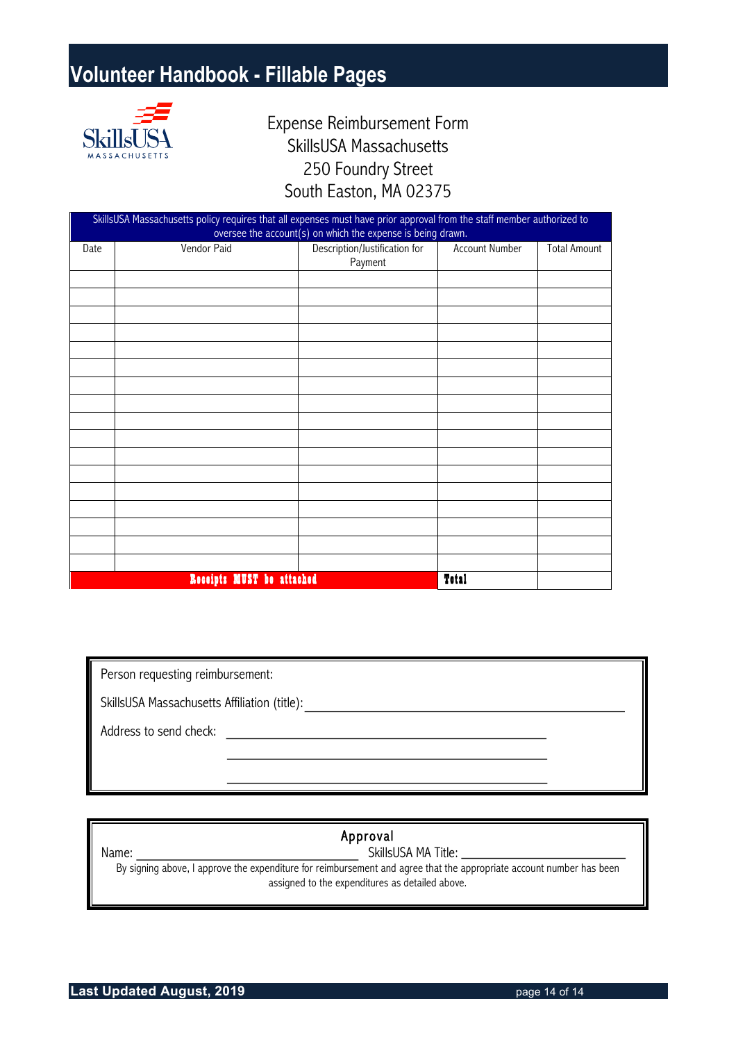Expense Reimbursement Form
SkillsUSA Massachusetts
250 Foundry Street
South Easton, MA 02375

SkillsUSA Massachusetts policy requires that all expenses must have prior approval from the staff member authorized to oversee the account(s) on which the expense is being drawn.

| Date | Vendor Paid | Description/Justification for Payment | Account Number | Total Amount |
|---|---|---|---|---|
| | | | | |
| | | | | |
| | | | | |
| | | | | |
| | | | | |
| | | | | |
| | | | | |
| | | | | |
| | | | | |
| | | | | |
| | | | | |
| | | | | |
| | | | | |
| | | | | |
| | | | | |
| | | | | |
| | | | | |
| Receipts MUST be attached | | | Total | |

Person requesting reimbursement:

SkillsUSA Massachusetts Affiliation (title): ______________________________

Address to send check: ______________________________

______________________________

______________________________

**Approval**

Name: ______________________ SkillsUSA MA Title: ______________________

By signing above, I approve the expenditure for reimbursement and agree that the appropriate account number has been assigned to the expenditures as detailed above.